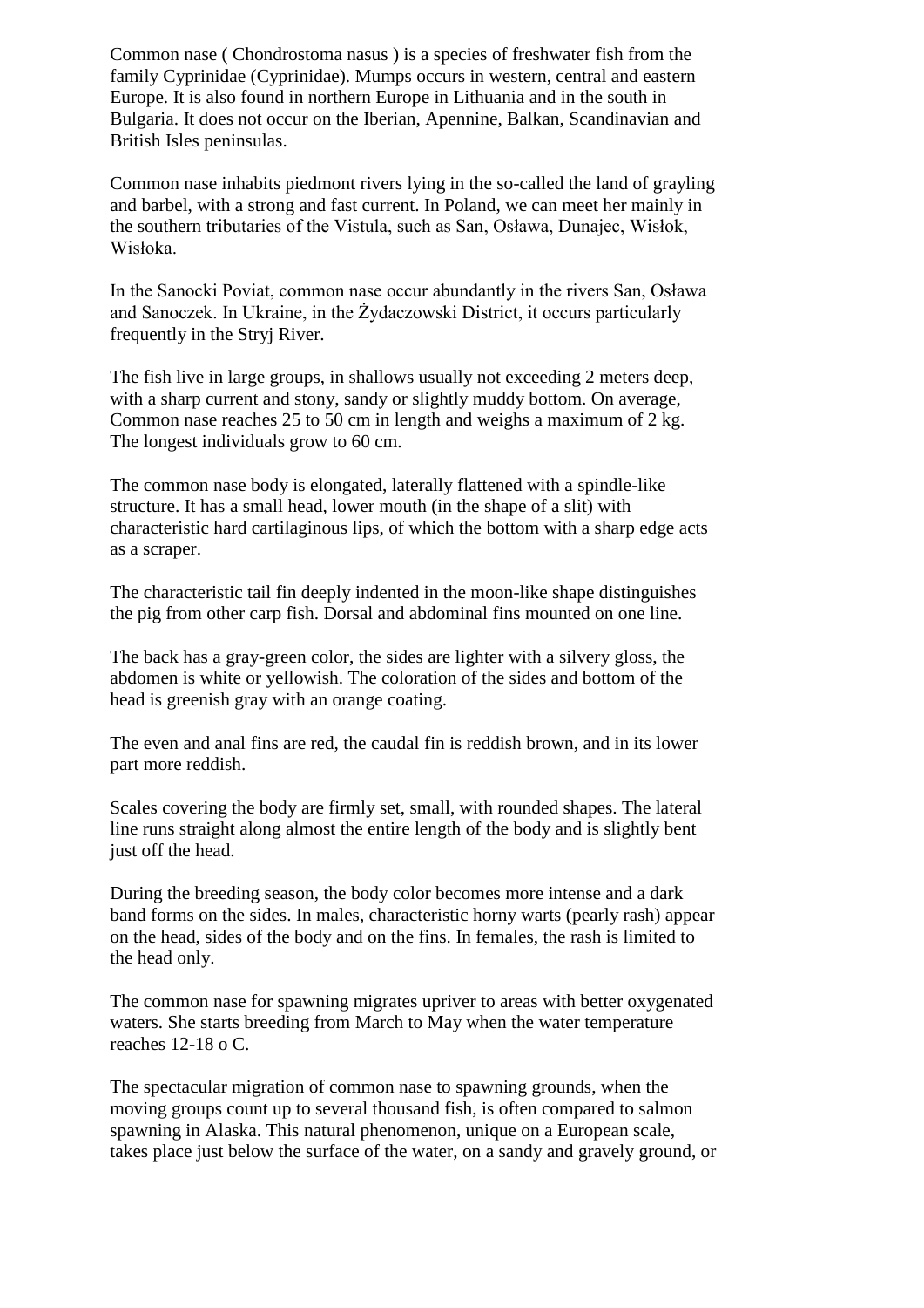Common nase ( Chondrostoma nasus ) is a species of freshwater fish from the family Cyprinidae (Cyprinidae). Mumps occurs in western, central and eastern Europe. It is also found in northern Europe in Lithuania and in the south in Bulgaria. It does not occur on the Iberian, Apennine, Balkan, Scandinavian and British Isles peninsulas.

Common nase inhabits piedmont rivers lying in the so-called the land of grayling and barbel, with a strong and fast current. In Poland, we can meet her mainly in the southern tributaries of the Vistula, such as San, Osława, Dunajec, Wisłok, Wisłoka.

In the Sanocki Poviat, common nase occur abundantly in the rivers San, Osława and Sanoczek. In Ukraine, in the Żydaczowski District, it occurs particularly frequently in the Stryj River.

The fish live in large groups, in shallows usually not exceeding 2 meters deep, with a sharp current and stony, sandy or slightly muddy bottom. On average, Common nase reaches 25 to 50 cm in length and weighs a maximum of 2 kg. The longest individuals grow to 60 cm.

The common nase body is elongated, laterally flattened with a spindle-like structure. It has a small head, lower mouth (in the shape of a slit) with characteristic hard cartilaginous lips, of which the bottom with a sharp edge acts as a scraper.

The characteristic tail fin deeply indented in the moon-like shape distinguishes the pig from other carp fish. Dorsal and abdominal fins mounted on one line.

The back has a gray-green color, the sides are lighter with a silvery gloss, the abdomen is white or yellowish. The coloration of the sides and bottom of the head is greenish gray with an orange coating.

The even and anal fins are red, the caudal fin is reddish brown, and in its lower part more reddish.

Scales covering the body are firmly set, small, with rounded shapes. The lateral line runs straight along almost the entire length of the body and is slightly bent just off the head.

During the breeding season, the body color becomes more intense and a dark band forms on the sides. In males, characteristic horny warts (pearly rash) appear on the head, sides of the body and on the fins. In females, the rash is limited to the head only.

The common nase for spawning migrates upriver to areas with better oxygenated waters. She starts breeding from March to May when the water temperature reaches 12-18 o C.

The spectacular migration of common nase to spawning grounds, when the moving groups count up to several thousand fish, is often compared to salmon spawning in Alaska. This natural phenomenon, unique on a European scale, takes place just below the surface of the water, on a sandy and gravely ground, or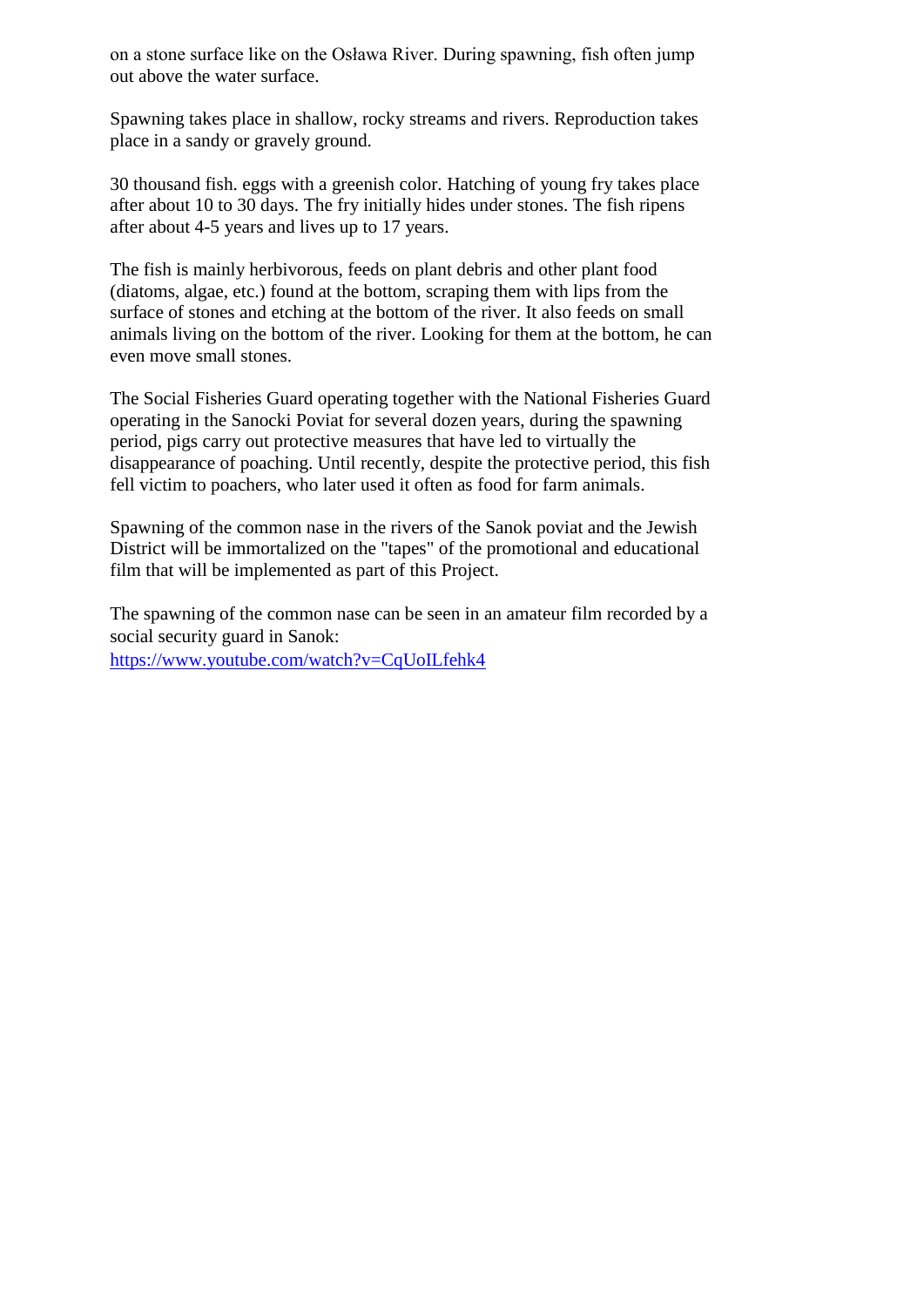on a stone surface like on the Osława River. During spawning, fish often jump out above the water surface.

Spawning takes place in shallow, rocky streams and rivers. Reproduction takes place in a sandy or gravely ground.

30 thousand fish. eggs with a greenish color. Hatching of young fry takes place after about 10 to 30 days. The fry initially hides under stones. The fish ripens after about 4-5 years and lives up to 17 years.

The fish is mainly herbivorous, feeds on plant debris and other plant food (diatoms, algae, etc.) found at the bottom, scraping them with lips from the surface of stones and etching at the bottom of the river. It also feeds on small animals living on the bottom of the river. Looking for them at the bottom, he can even move small stones.

The Social Fisheries Guard operating together with the National Fisheries Guard operating in the Sanocki Poviat for several dozen years, during the spawning period, pigs carry out protective measures that have led to virtually the disappearance of poaching. Until recently, despite the protective period, this fish fell victim to poachers, who later used it often as food for farm animals.

Spawning of the common nase in the rivers of the Sanok poviat and the Jewish District will be immortalized on the "tapes" of the promotional and educational film that will be implemented as part of this Project.

The spawning of the common nase can be seen in an amateur film recorded by a social security guard in Sanok:
https://www.youtube.com/watch?v=CqUoILfehk4